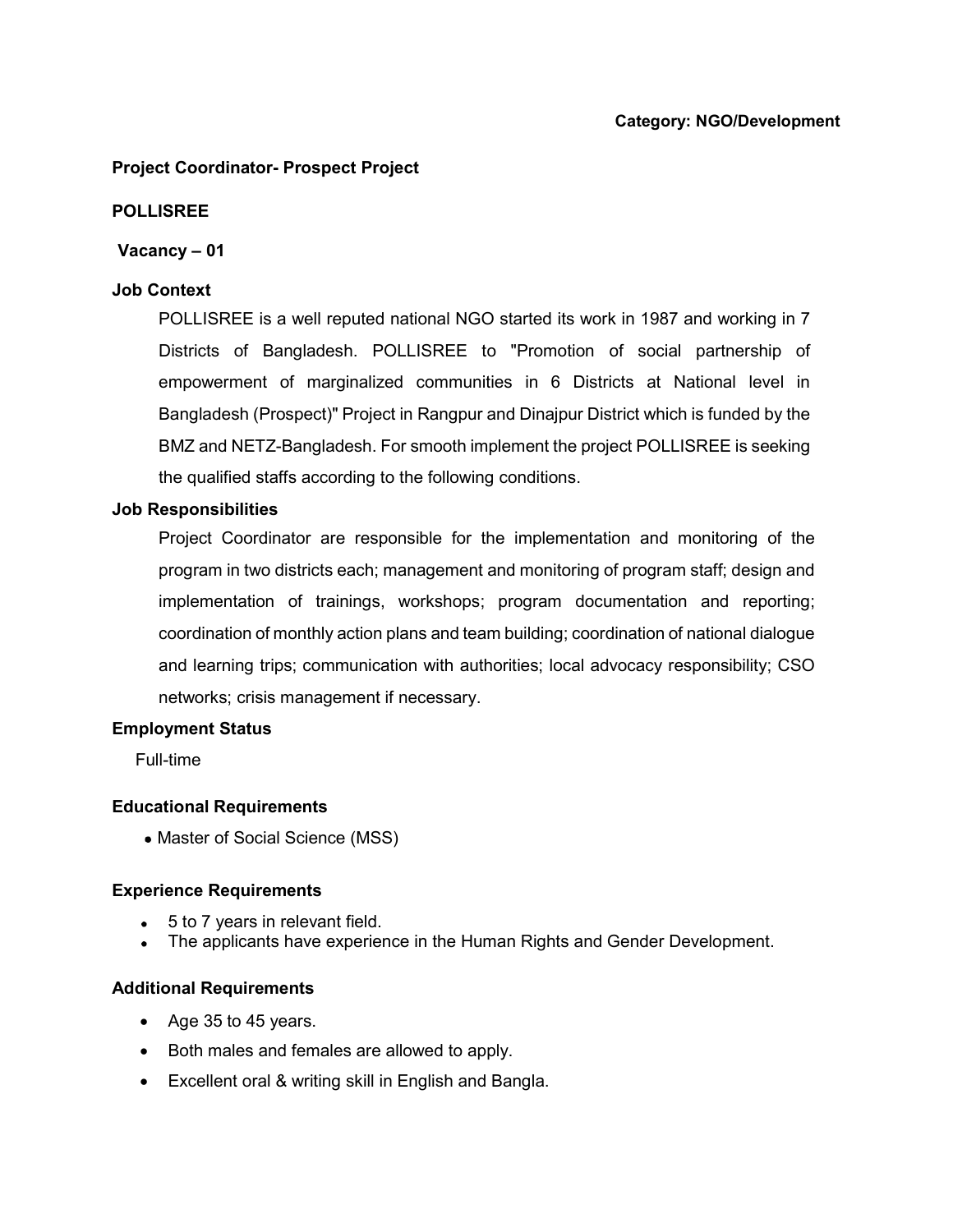**Category: NGO/Development**

**Project Coordinator- Prospect Project**

**POLLISREE**

**Vacancy – 01**

**Job Context**

POLLISREE is a well reputed national NGO started its work in 1987 and working in 7 Districts of Bangladesh. POLLISREE to "Promotion of social partnership of empowerment of marginalized communities in 6 Districts at National level in Bangladesh (Prospect)" Project in Rangpur and Dinajpur District which is funded by the BMZ and NETZ-Bangladesh. For smooth implement the project POLLISREE is seeking the qualified staffs according to the following conditions.

**Job Responsibilities**

Project Coordinator are responsible for the implementation and monitoring of the program in two districts each; management and monitoring of program staff; design and implementation of trainings, workshops; program documentation and reporting; coordination of monthly action plans and team building; coordination of national dialogue and learning trips; communication with authorities; local advocacy responsibility; CSO networks; crisis management if necessary.

**Employment Status**

Full-time

**Educational Requirements**

- Master of Social Science (MSS)

**Experience Requirements**

- 5 to 7 years in relevant field.
- The applicants have experience in the Human Rights and Gender Development.

**Additional Requirements**

- Age 35 to 45 years.
- Both males and females are allowed to apply.
- Excellent oral & writing skill in English and Bangla.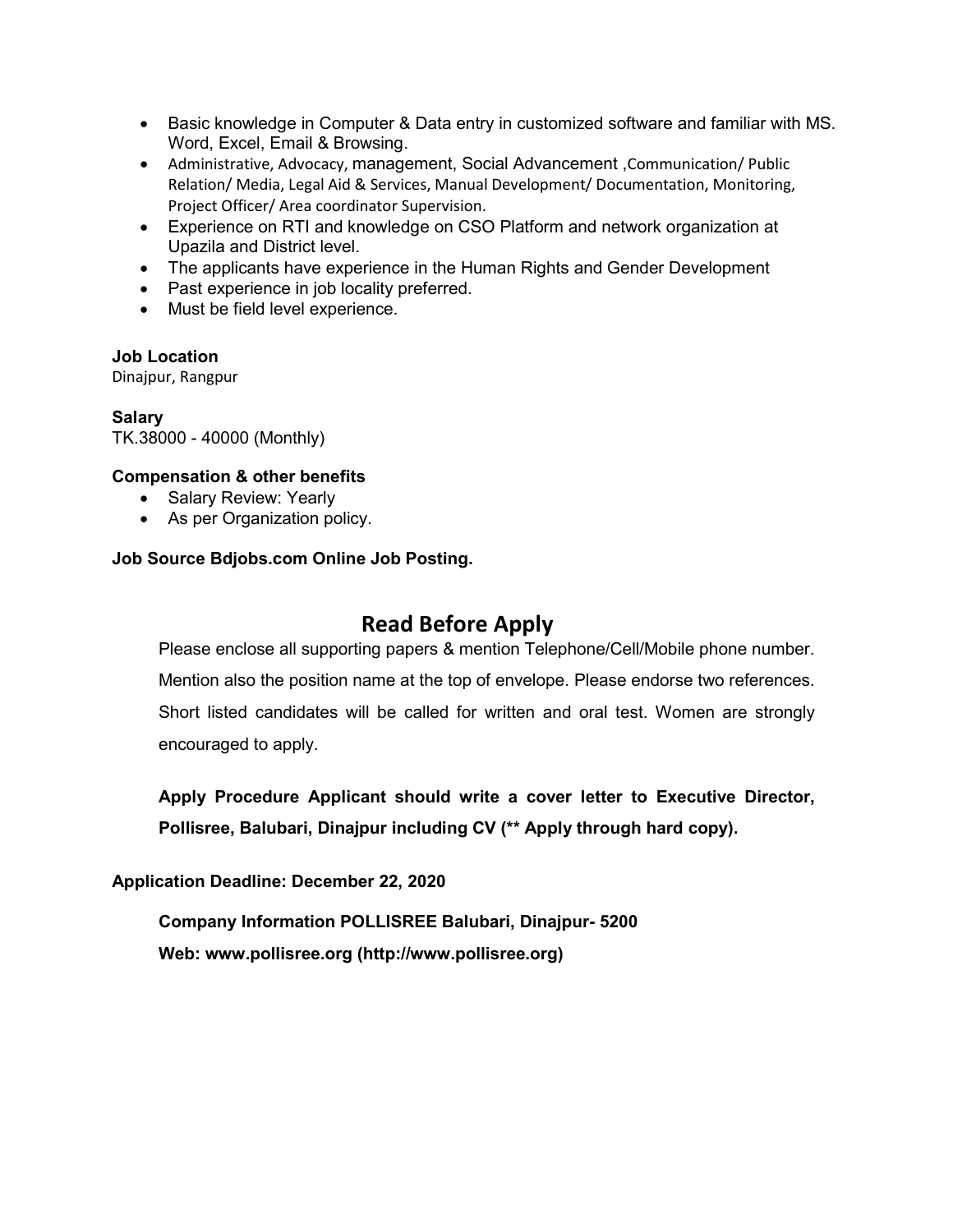- Basic knowledge in Computer & Data entry in customized software and familiar with MS. Word, Excel, Email & Browsing.
- Administrative, Advocacy, management, Social Advancement ,Communication/ Public Relation/ Media, Legal Aid & Services, Manual Development/ Documentation, Monitoring, Project Officer/ Area coordinator Supervision.
- Experience on RTI and knowledge on CSO Platform and network organization at Upazila and District level.
- The applicants have experience in the Human Rights and Gender Development
- Past experience in job locality preferred.
- Must be field level experience.

**Job Location**

Dinajpur, Rangpur

**Salary**

TK.38000 - 40000 (Monthly)

**Compensation & other benefits**

- Salary Review: Yearly
- As per Organization policy.

**Job Source Bdjobs.com Online Job Posting.**

## Read Before Apply

Please enclose all supporting papers & mention Telephone/Cell/Mobile phone number. Mention also the position name at the top of envelope. Please endorse two references. Short listed candidates will be called for written and oral test. Women are strongly encouraged to apply.

**Apply Procedure Applicant should write a cover letter to Executive Director, Pollisree, Balubari, Dinajpur including CV (** Apply through hard copy).**

**Application Deadline: December 22, 2020**

**Company Information POLLISREE Balubari, Dinajpur- 5200**

**Web: www.pollisree.org (http://www.pollisree.org)**